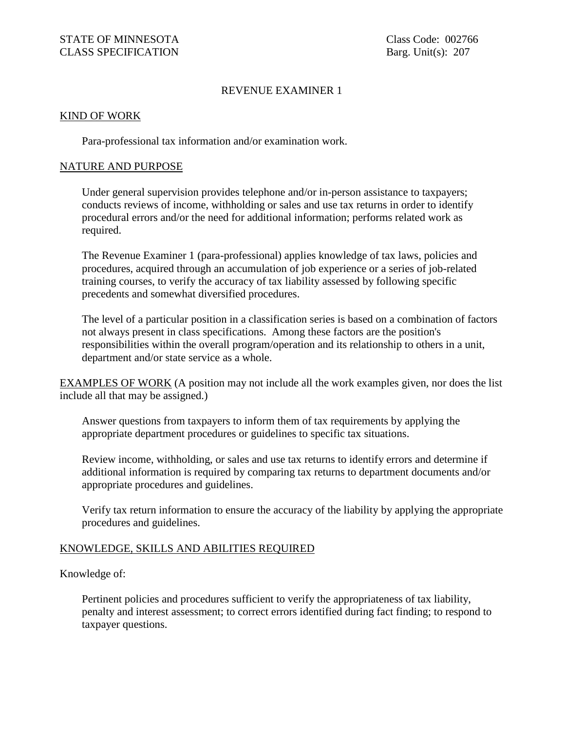STATE OF MINNESOTA
CLASS SPECIFICATION

Class Code: 002766
Barg. Unit(s): 207

# REVENUE EXAMINER 1

## KIND OF WORK

Para-professional tax information and/or examination work.

## NATURE AND PURPOSE

Under general supervision provides telephone and/or in-person assistance to taxpayers; conducts reviews of income, withholding or sales and use tax returns in order to identify procedural errors and/or the need for additional information; performs related work as required.

The Revenue Examiner 1 (para-professional) applies knowledge of tax laws, policies and procedures, acquired through an accumulation of job experience or a series of job-related training courses, to verify the accuracy of tax liability assessed by following specific precedents and somewhat diversified procedures.

The level of a particular position in a classification series is based on a combination of factors not always present in class specifications. Among these factors are the position's responsibilities within the overall program/operation and its relationship to others in a unit, department and/or state service as a whole.

## EXAMPLES OF WORK (A position may not include all the work examples given, nor does the list include all that may be assigned.)

Answer questions from taxpayers to inform them of tax requirements by applying the appropriate department procedures or guidelines to specific tax situations.

Review income, withholding, or sales and use tax returns to identify errors and determine if additional information is required by comparing tax returns to department documents and/or appropriate procedures and guidelines.

Verify tax return information to ensure the accuracy of the liability by applying the appropriate procedures and guidelines.

## KNOWLEDGE, SKILLS AND ABILITIES REQUIRED

Knowledge of:

Pertinent policies and procedures sufficient to verify the appropriateness of tax liability, penalty and interest assessment; to correct errors identified during fact finding; to respond to taxpayer questions.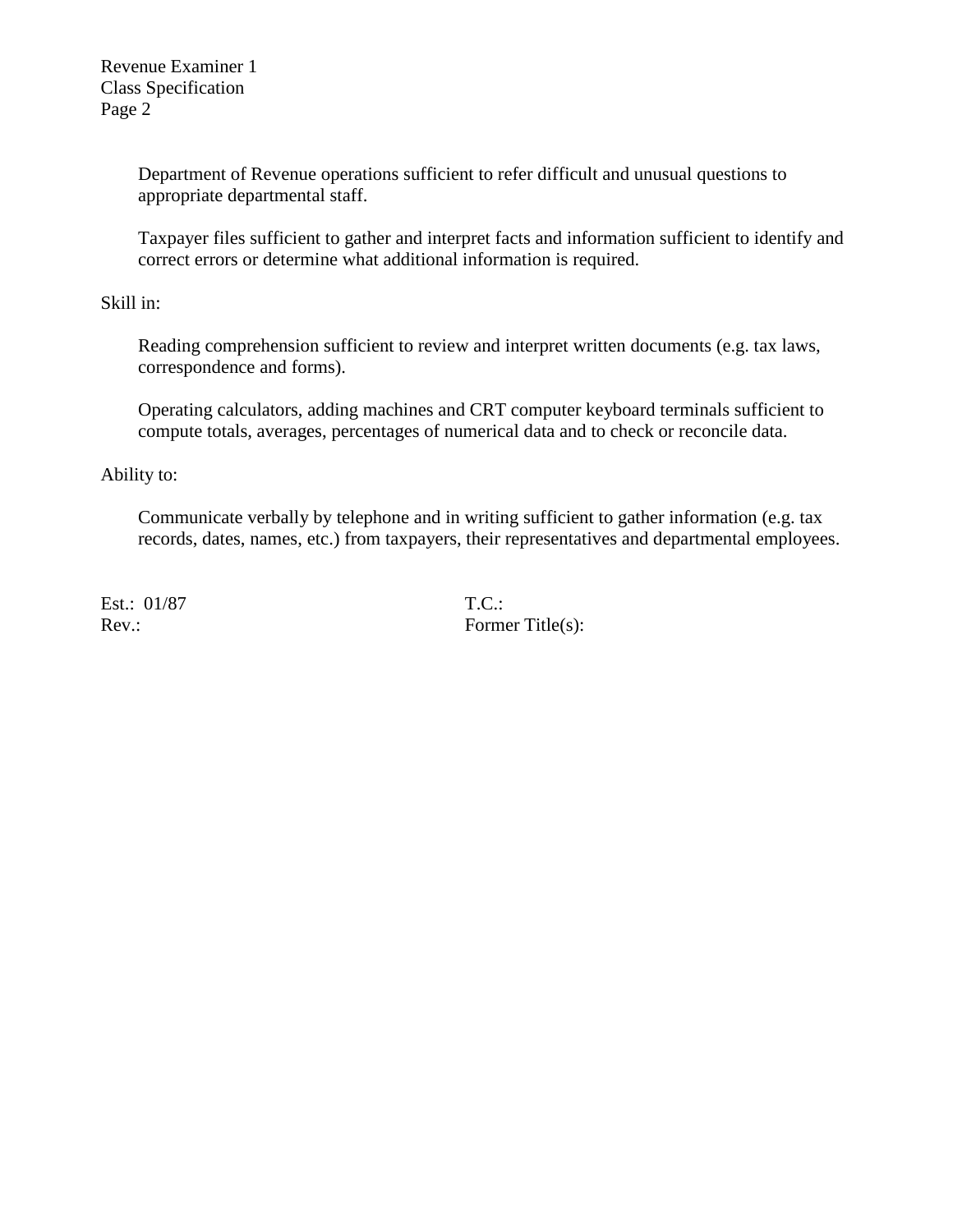Department of Revenue operations sufficient to refer difficult and unusual questions to appropriate departmental staff.

Taxpayer files sufficient to gather and interpret facts and information sufficient to identify and correct errors or determine what additional information is required.

Skill in:

Reading comprehension sufficient to review and interpret written documents (e.g. tax laws, correspondence and forms).

Operating calculators, adding machines and CRT computer keyboard terminals sufficient to compute totals, averages, percentages of numerical data and to check or reconcile data.

Ability to:

Communicate verbally by telephone and in writing sufficient to gather information (e.g. tax records, dates, names, etc.) from taxpayers, their representatives and departmental employees.

Est.: 01/87
Rev.:

T.C.:
Former Title(s):